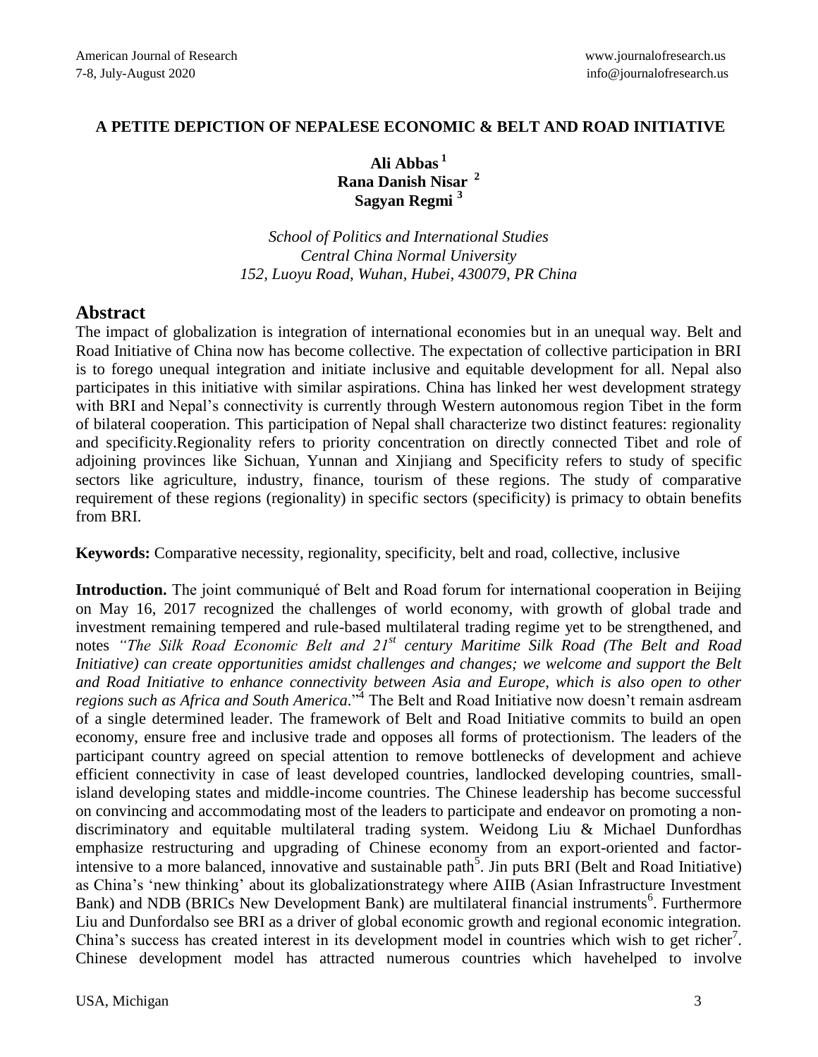# A PETITE DEPICTION OF NEPALESE ECONOMIC & BELT AND ROAD INITIATIVE

**Ali Abbas** [1]
**Rana Danish Nisar** [2]
**Sagyan Regmi** [3]

*School of Politics and International Studies*
*Central China Normal University*
*152, Luoyu Road, Wuhan, Hubei, 430079, PR China*

## Abstract

The impact of globalization is integration of international economies but in an unequal way. Belt and Road Initiative of China now has become collective. The expectation of collective participation in BRI is to forego unequal integration and initiate inclusive and equitable development for all. Nepal also participates in this initiative with similar aspirations. China has linked her west development strategy with BRI and Nepal's connectivity is currently through Western autonomous region Tibet in the form of bilateral cooperation. This participation of Nepal shall characterize two distinct features: regionality and specificity.Regionality refers to priority concentration on directly connected Tibet and role of adjoining provinces like Sichuan, Yunnan and Xinjiang and Specificity refers to study of specific sectors like agriculture, industry, finance, tourism of these regions. The study of comparative requirement of these regions (regionality) in specific sectors (specificity) is primacy to obtain benefits from BRI.

**Keywords:** Comparative necessity, regionality, specificity, belt and road, collective, inclusive

**Introduction.** The joint communiqué of Belt and Road forum for international cooperation in Beijing on May 16, 2017 recognized the challenges of world economy, with growth of global trade and investment remaining tempered and rule-based multilateral trading regime yet to be strengthened, and notes *"The Silk Road Economic Belt and 21st century Maritime Silk Road (The Belt and Road Initiative) can create opportunities amidst challenges and changes; we welcome and support the Belt and Road Initiative to enhance connectivity between Asia and Europe, which is also open to other regions such as Africa and South America.*"[4] The Belt and Road Initiative now doesn't remain asdream of a single determined leader. The framework of Belt and Road Initiative commits to build an open economy, ensure free and inclusive trade and opposes all forms of protectionism. The leaders of the participant country agreed on special attention to remove bottlenecks of development and achieve efficient connectivity in case of least developed countries, landlocked developing countries, small-island developing states and middle-income countries. The Chinese leadership has become successful on convincing and accommodating most of the leaders to participate and endeavor on promoting a non-discriminatory and equitable multilateral trading system. Weidong Liu & Michael Dunfordhas emphasize restructuring and upgrading of Chinese economy from an export-oriented and factor-intensive to a more balanced, innovative and sustainable path[5]. Jin puts BRI (Belt and Road Initiative) as China's 'new thinking' about its globalizationstrategy where AIIB (Asian Infrastructure Investment Bank) and NDB (BRICs New Development Bank) are multilateral financial instruments[6]. Furthermore Liu and Dunfordalso see BRI as a driver of global economic growth and regional economic integration. China's success has created interest in its development model in countries which wish to get richer[7]. Chinese development model has attracted numerous countries which havehelped to involve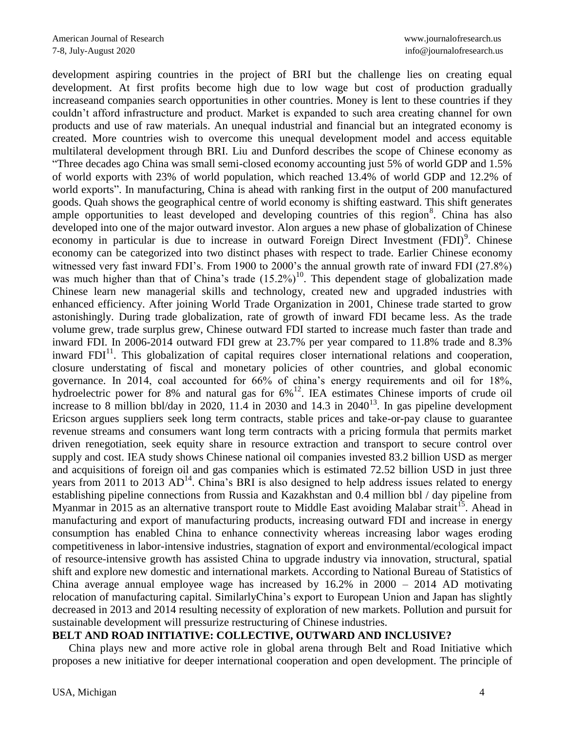development aspiring countries in the project of BRI but the challenge lies on creating equal development. At first profits become high due to low wage but cost of production gradually increaseand companies search opportunities in other countries. Money is lent to these countries if they couldn't afford infrastructure and product. Market is expanded to such area creating channel for own products and use of raw materials. An unequal industrial and financial but an integrated economy is created. More countries wish to overcome this unequal development model and access equitable multilateral development through BRI. Liu and Dunford describes the scope of Chinese economy as "Three decades ago China was small semi-closed economy accounting just 5% of world GDP and 1.5% of world exports with 23% of world population, which reached 13.4% of world GDP and 12.2% of world exports". In manufacturing, China is ahead with ranking first in the output of 200 manufactured goods. Quah shows the geographical centre of world economy is shifting eastward. This shift generates ample opportunities to least developed and developing countries of this region[8]. China has also developed into one of the major outward investor. Alon argues a new phase of globalization of Chinese economy in particular is due to increase in outward Foreign Direct Investment (FDI)[9]. Chinese economy can be categorized into two distinct phases with respect to trade. Earlier Chinese economy witnessed very fast inward FDI's. From 1900 to 2000's the annual growth rate of inward FDI (27.8%) was much higher than that of China's trade (15.2%)[10]. This dependent stage of globalization made Chinese learn new managerial skills and technology, created new and upgraded industries with enhanced efficiency. After joining World Trade Organization in 2001, Chinese trade started to grow astonishingly. During trade globalization, rate of growth of inward FDI became less. As the trade volume grew, trade surplus grew, Chinese outward FDI started to increase much faster than trade and inward FDI. In 2006-2014 outward FDI grew at 23.7% per year compared to 11.8% trade and 8.3% inward FDI[11]. This globalization of capital requires closer international relations and cooperation, closure understating of fiscal and monetary policies of other countries, and global economic governance. In 2014, coal accounted for 66% of china's energy requirements and oil for 18%, hydroelectric power for 8% and natural gas for 6%[12]. IEA estimates Chinese imports of crude oil increase to 8 million bbl/day in 2020, 11.4 in 2030 and 14.3 in 2040[13]. In gas pipeline development Ericson argues suppliers seek long term contracts, stable prices and take-or-pay clause to guarantee revenue streams and consumers want long term contracts with a pricing formula that permits market driven renegotiation, seek equity share in resource extraction and transport to secure control over supply and cost. IEA study shows Chinese national oil companies invested 83.2 billion USD as merger and acquisitions of foreign oil and gas companies which is estimated 72.52 billion USD in just three years from 2011 to 2013 AD[14]. China's BRI is also designed to help address issues related to energy establishing pipeline connections from Russia and Kazakhstan and 0.4 million bbl / day pipeline from Myanmar in 2015 as an alternative transport route to Middle East avoiding Malabar strait[15]. Ahead in manufacturing and export of manufacturing products, increasing outward FDI and increase in energy consumption has enabled China to enhance connectivity whereas increasing labor wages eroding competitiveness in labor-intensive industries, stagnation of export and environmental/ecological impact of resource-intensive growth has assisted China to upgrade industry via innovation, structural, spatial shift and explore new domestic and international markets. According to National Bureau of Statistics of China average annual employee wage has increased by 16.2% in 2000 – 2014 AD motivating relocation of manufacturing capital. SimilarlyChina's export to European Union and Japan has slightly decreased in 2013 and 2014 resulting necessity of exploration of new markets. Pollution and pursuit for sustainable development will pressurize restructuring of Chinese industries.

## BELT AND ROAD INITIATIVE: COLLECTIVE, OUTWARD AND INCLUSIVE?

China plays new and more active role in global arena through Belt and Road Initiative which proposes a new initiative for deeper international cooperation and open development. The principle of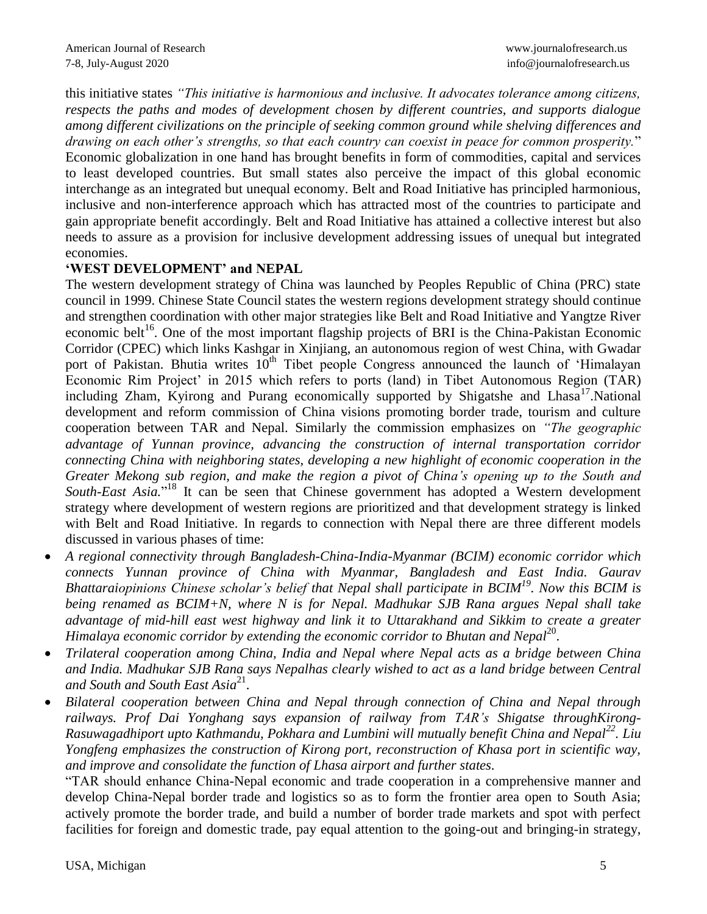this initiative states *"This initiative is harmonious and inclusive. It advocates tolerance among citizens, respects the paths and modes of development chosen by different countries, and supports dialogue among different civilizations on the principle of seeking common ground while shelving differences and drawing on each other's strengths, so that each country can coexist in peace for common prosperity.*" Economic globalization in one hand has brought benefits in form of commodities, capital and services to least developed countries. But small states also perceive the impact of this global economic interchange as an integrated but unequal economy. Belt and Road Initiative has principled harmonious, inclusive and non-interference approach which has attracted most of the countries to participate and gain appropriate benefit accordingly. Belt and Road Initiative has attained a collective interest but also needs to assure as a provision for inclusive development addressing issues of unequal but integrated economies.

**'WEST DEVELOPMENT' and NEPAL**

The western development strategy of China was launched by Peoples Republic of China (PRC) state council in 1999. Chinese State Council states the western regions development strategy should continue and strengthen coordination with other major strategies like Belt and Road Initiative and Yangtze River economic belt[16]. One of the most important flagship projects of BRI is the China-Pakistan Economic Corridor (CPEC) which links Kashgar in Xinjiang, an autonomous region of west China, with Gwadar port of Pakistan. Bhutia writes 10th Tibet people Congress announced the launch of 'Himalayan Economic Rim Project' in 2015 which refers to ports (land) in Tibet Autonomous Region (TAR) including Zham, Kyirong and Purang economically supported by Shigatshe and Lhasa[17].National development and reform commission of China visions promoting border trade, tourism and culture cooperation between TAR and Nepal. Similarly the commission emphasizes on *"The geographic advantage of Yunnan province, advancing the construction of internal transportation corridor connecting China with neighboring states, developing a new highlight of economic cooperation in the Greater Mekong sub region, and make the region a pivot of China's opening up to the South and South-East Asia.*"[18] It can be seen that Chinese government has adopted a Western development strategy where development of western regions are prioritized and that development strategy is linked with Belt and Road Initiative. In regards to connection with Nepal there are three different models discussed in various phases of time:

- *A regional connectivity through Bangladesh-China-India-Myanmar (BCIM) economic corridor which connects Yunnan province of China with Myanmar, Bangladesh and East India. Gaurav Bhattaraiopinions Chinese scholar's belief that Nepal shall participate in BCIM[19]. Now this BCIM is being renamed as BCIM+N, where N is for Nepal. Madhukar SJB Rana argues Nepal shall take advantage of mid-hill east west highway and link it to Uttarakhand and Sikkim to create a greater Himalaya economic corridor by extending the economic corridor to Bhutan and Nepal*[20].
- *Trilateral cooperation among China, India and Nepal where Nepal acts as a bridge between China and India. Madhukar SJB Rana says Nepalhas clearly wished to act as a land bridge between Central and South and South East Asia*[21].
- *Bilateral cooperation between China and Nepal through connection of China and Nepal through railways. Prof Dai Yonghang says expansion of railway from TAR's Shigatse throughKirong-Rasuwagadhiport upto Kathmandu, Pokhara and Lumbini will mutually benefit China and Nepal[22]. Liu Yongfeng emphasizes the construction of Kirong port, reconstruction of Khasa port in scientific way, and improve and consolidate the function of Lhasa airport and further states.*

  "TAR should enhance China-Nepal economic and trade cooperation in a comprehensive manner and develop China-Nepal border trade and logistics so as to form the frontier area open to South Asia; actively promote the border trade, and build a number of border trade markets and spot with perfect facilities for foreign and domestic trade, pay equal attention to the going-out and bringing-in strategy,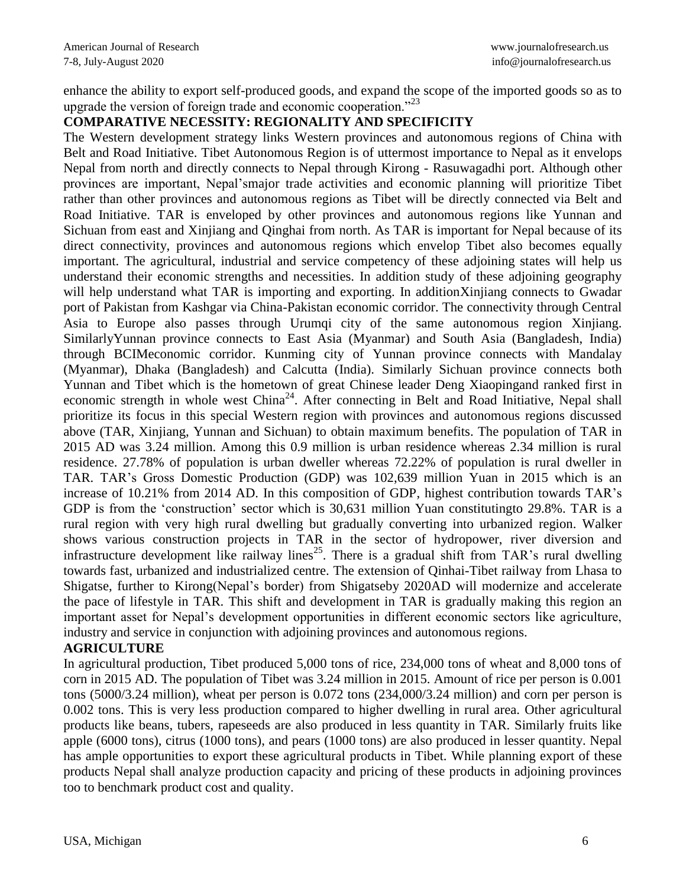enhance the ability to export self-produced goods, and expand the scope of the imported goods so as to upgrade the version of foreign trade and economic cooperation."[23]

## COMPARATIVE NECESSITY: REGIONALITY AND SPECIFICITY

The Western development strategy links Western provinces and autonomous regions of China with Belt and Road Initiative. Tibet Autonomous Region is of uttermost importance to Nepal as it envelops Nepal from north and directly connects to Nepal through Kirong - Rasuwagadhi port. Although other provinces are important, Nepal'smajor trade activities and economic planning will prioritize Tibet rather than other provinces and autonomous regions as Tibet will be directly connected via Belt and Road Initiative. TAR is enveloped by other provinces and autonomous regions like Yunnan and Sichuan from east and Xinjiang and Qinghai from north. As TAR is important for Nepal because of its direct connectivity, provinces and autonomous regions which envelop Tibet also becomes equally important. The agricultural, industrial and service competency of these adjoining states will help us understand their economic strengths and necessities. In addition study of these adjoining geography will help understand what TAR is importing and exporting. In additionXinjiang connects to Gwadar port of Pakistan from Kashgar via China-Pakistan economic corridor. The connectivity through Central Asia to Europe also passes through Urumqi city of the same autonomous region Xinjiang. SimilarlyYunnan province connects to East Asia (Myanmar) and South Asia (Bangladesh, India) through BCIMeconomic corridor. Kunming city of Yunnan province connects with Mandalay (Myanmar), Dhaka (Bangladesh) and Calcutta (India). Similarly Sichuan province connects both Yunnan and Tibet which is the hometown of great Chinese leader Deng Xiaopingand ranked first in economic strength in whole west China[24]. After connecting in Belt and Road Initiative, Nepal shall prioritize its focus in this special Western region with provinces and autonomous regions discussed above (TAR, Xinjiang, Yunnan and Sichuan) to obtain maximum benefits. The population of TAR in 2015 AD was 3.24 million. Among this 0.9 million is urban residence whereas 2.34 million is rural residence. 27.78% of population is urban dweller whereas 72.22% of population is rural dweller in TAR. TAR's Gross Domestic Production (GDP) was 102,639 million Yuan in 2015 which is an increase of 10.21% from 2014 AD. In this composition of GDP, highest contribution towards TAR's GDP is from the 'construction' sector which is 30,631 million Yuan constitutingto 29.8%. TAR is a rural region with very high rural dwelling but gradually converting into urbanized region. Walker shows various construction projects in TAR in the sector of hydropower, river diversion and infrastructure development like railway lines[25]. There is a gradual shift from TAR's rural dwelling towards fast, urbanized and industrialized centre. The extension of Qinhai-Tibet railway from Lhasa to Shigatse, further to Kirong(Nepal's border) from Shigatseby 2020AD will modernize and accelerate the pace of lifestyle in TAR. This shift and development in TAR is gradually making this region an important asset for Nepal's development opportunities in different economic sectors like agriculture, industry and service in conjunction with adjoining provinces and autonomous regions.

## AGRICULTURE

In agricultural production, Tibet produced 5,000 tons of rice, 234,000 tons of wheat and 8,000 tons of corn in 2015 AD. The population of Tibet was 3.24 million in 2015. Amount of rice per person is 0.001 tons (5000/3.24 million), wheat per person is 0.072 tons (234,000/3.24 million) and corn per person is 0.002 tons. This is very less production compared to higher dwelling in rural area. Other agricultural products like beans, tubers, rapeseeds are also produced in less quantity in TAR. Similarly fruits like apple (6000 tons), citrus (1000 tons), and pears (1000 tons) are also produced in lesser quantity. Nepal has ample opportunities to export these agricultural products in Tibet. While planning export of these products Nepal shall analyze production capacity and pricing of these products in adjoining provinces too to benchmark product cost and quality.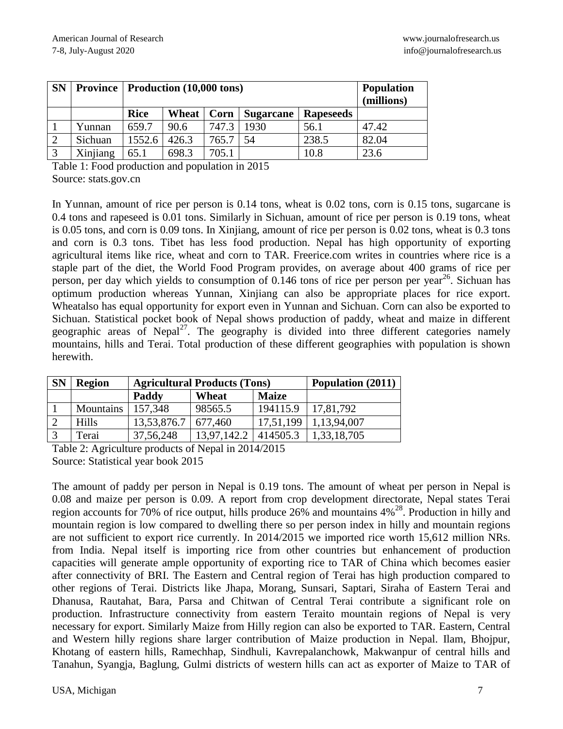| SN | Province | Production (10,000 tons) | | | | | Population (millions) |
|---|---|---|---|---|---|---|---|
| | | Rice | Wheat | Corn | Sugarcane | Rapeseeds | |
| 1 | Yunnan | 659.7 | 90.6 | 747.3 | 1930 | 56.1 | 47.42 |
| 2 | Sichuan | 1552.6 | 426.3 | 765.7 | 54 | 238.5 | 82.04 |
| 3 | Xinjiang | 65.1 | 698.3 | 705.1 | | 10.8 | 23.6 |

Table 1: Food production and population in 2015
Source: stats.gov.cn

In Yunnan, amount of rice per person is 0.14 tons, wheat is 0.02 tons, corn is 0.15 tons, sugarcane is 0.4 tons and rapeseed is 0.01 tons. Similarly in Sichuan, amount of rice per person is 0.19 tons, wheat is 0.05 tons, and corn is 0.09 tons. In Xinjiang, amount of rice per person is 0.02 tons, wheat is 0.3 tons and corn is 0.3 tons. Tibet has less food production. Nepal has high opportunity of exporting agricultural items like rice, wheat and corn to TAR. Freerice.com writes in countries where rice is a staple part of the diet, the World Food Program provides, on average about 400 grams of rice per person, per day which yields to consumption of 0.146 tons of rice per person per year[26]. Sichuan has optimum production whereas Yunnan, Xinjiang can also be appropriate places for rice export. Wheatalso has equal opportunity for export even in Yunnan and Sichuan. Corn can also be exported to Sichuan. Statistical pocket book of Nepal shows production of paddy, wheat and maize in different geographic areas of Nepal[27]. The geography is divided into three different categories namely mountains, hills and Terai. Total production of these different geographies with population is shown herewith.

| SN | Region | Agricultural Products (Tons) | | | Population (2011) |
|---|---|---|---|---|---|
| | | Paddy | Wheat | Maize | |
| 1 | Mountains | 157,348 | 98565.5 | 194115.9 | 17,81,792 |
| 2 | Hills | 13,53,876.7 | 677,460 | 17,51,199 | 1,13,94,007 |
| 3 | Terai | 37,56,248 | 13,97,142.2 | 414505.3 | 1,33,18,705 |

Table 2: Agriculture products of Nepal in 2014/2015
Source: Statistical year book 2015

The amount of paddy per person in Nepal is 0.19 tons. The amount of wheat per person in Nepal is 0.08 and maize per person is 0.09. A report from crop development directorate, Nepal states Terai region accounts for 70% of rice output, hills produce 26% and mountains 4%[28]. Production in hilly and mountain region is low compared to dwelling there so per person index in hilly and mountain regions are not sufficient to export rice currently. In 2014/2015 we imported rice worth 15,612 million NRs. from India. Nepal itself is importing rice from other countries but enhancement of production capacities will generate ample opportunity of exporting rice to TAR of China which becomes easier after connectivity of BRI. The Eastern and Central region of Terai has high production compared to other regions of Terai. Districts like Jhapa, Morang, Sunsari, Saptari, Siraha of Eastern Terai and Dhanusa, Rautahat, Bara, Parsa and Chitwan of Central Terai contribute a significant role on production. Infrastructure connectivity from eastern Teraito mountain regions of Nepal is very necessary for export. Similarly Maize from Hilly region can also be exported to TAR. Eastern, Central and Western hilly regions share larger contribution of Maize production in Nepal. Ilam, Bhojpur, Khotang of eastern hills, Ramechhap, Sindhuli, Kavrepalanchowk, Makwanpur of central hills and Tanahun, Syangja, Baglung, Gulmi districts of western hills can act as exporter of Maize to TAR of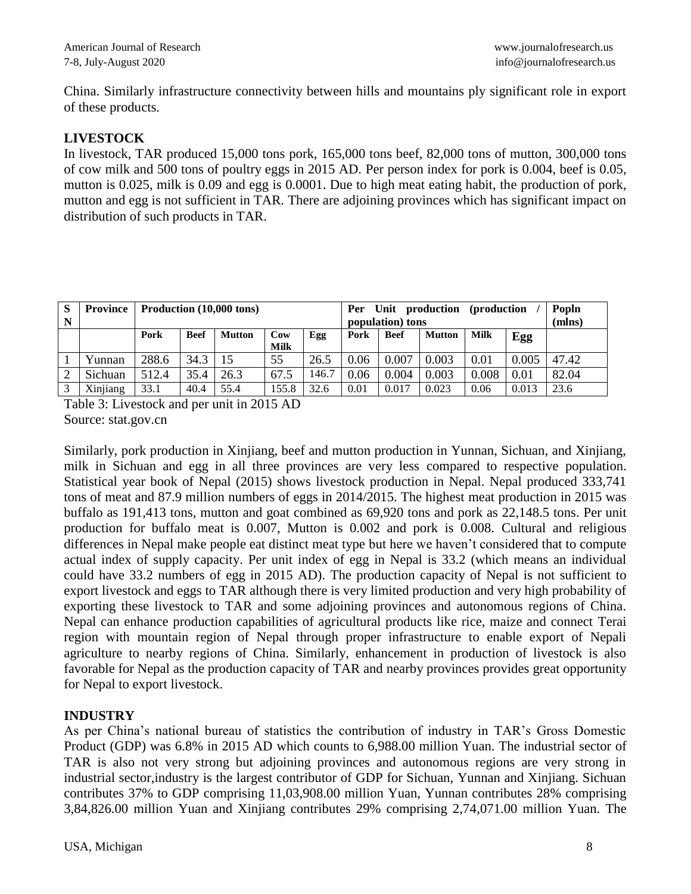China. Similarly infrastructure connectivity between hills and mountains ply significant role in export of these products.

## LIVESTOCK

In livestock, TAR produced 15,000 tons pork, 165,000 tons beef, 82,000 tons of mutton, 300,000 tons of cow milk and 500 tons of poultry eggs in 2015 AD. Per person index for pork is 0.004, beef is 0.05, mutton is 0.025, milk is 0.09 and egg is 0.0001. Due to high meat eating habit, the production of pork, mutton and egg is not sufficient in TAR. There are adjoining provinces which has significant impact on distribution of such products in TAR.

| S N | Province | Production (10,000 tons) | | | | | Per Unit production (production / population) tons | | | | | Popln (mlns) |
|---|---|---|---|---|---|---|---|---|---|---|---|---|
| | | Pork | Beef | Mutton | Cow Milk | Egg | Pork | Beef | Mutton | Milk | Egg | |
| 1 | Yunnan | 288.6 | 34.3 | 15 | 55 | 26.5 | 0.06 | 0.007 | 0.003 | 0.01 | 0.005 | 47.42 |
| 2 | Sichuan | 512.4 | 35.4 | 26.3 | 67.5 | 146.7 | 0.06 | 0.004 | 0.003 | 0.008 | 0.01 | 82.04 |
| 3 | Xinjiang | 33.1 | 40.4 | 55.4 | 155.8 | 32.6 | 0.01 | 0.017 | 0.023 | 0.06 | 0.013 | 23.6 |

Table 3: Livestock and per unit in 2015 AD

Source: stat.gov.cn

Similarly, pork production in Xinjiang, beef and mutton production in Yunnan, Sichuan, and Xinjiang, milk in Sichuan and egg in all three provinces are very less compared to respective population. Statistical year book of Nepal (2015) shows livestock production in Nepal. Nepal produced 333,741 tons of meat and 87.9 million numbers of eggs in 2014/2015. The highest meat production in 2015 was buffalo as 191,413 tons, mutton and goat combined as 69,920 tons and pork as 22,148.5 tons. Per unit production for buffalo meat is 0.007, Mutton is 0.002 and pork is 0.008. Cultural and religious differences in Nepal make people eat distinct meat type but here we haven't considered that to compute actual index of supply capacity. Per unit index of egg in Nepal is 33.2 (which means an individual could have 33.2 numbers of egg in 2015 AD). The production capacity of Nepal is not sufficient to export livestock and eggs to TAR although there is very limited production and very high probability of exporting these livestock to TAR and some adjoining provinces and autonomous regions of China. Nepal can enhance production capabilities of agricultural products like rice, maize and connect Terai region with mountain region of Nepal through proper infrastructure to enable export of Nepali agriculture to nearby regions of China. Similarly, enhancement in production of livestock is also favorable for Nepal as the production capacity of TAR and nearby provinces provides great opportunity for Nepal to export livestock.

## INDUSTRY

As per China's national bureau of statistics the contribution of industry in TAR's Gross Domestic Product (GDP) was 6.8% in 2015 AD which counts to 6,988.00 million Yuan. The industrial sector of TAR is also not very strong but adjoining provinces and autonomous regions are very strong in industrial sector,industry is the largest contributor of GDP for Sichuan, Yunnan and Xinjiang. Sichuan contributes 37% to GDP comprising 11,03,908.00 million Yuan, Yunnan contributes 28% comprising 3,84,826.00 million Yuan and Xinjiang contributes 29% comprising 2,74,071.00 million Yuan. The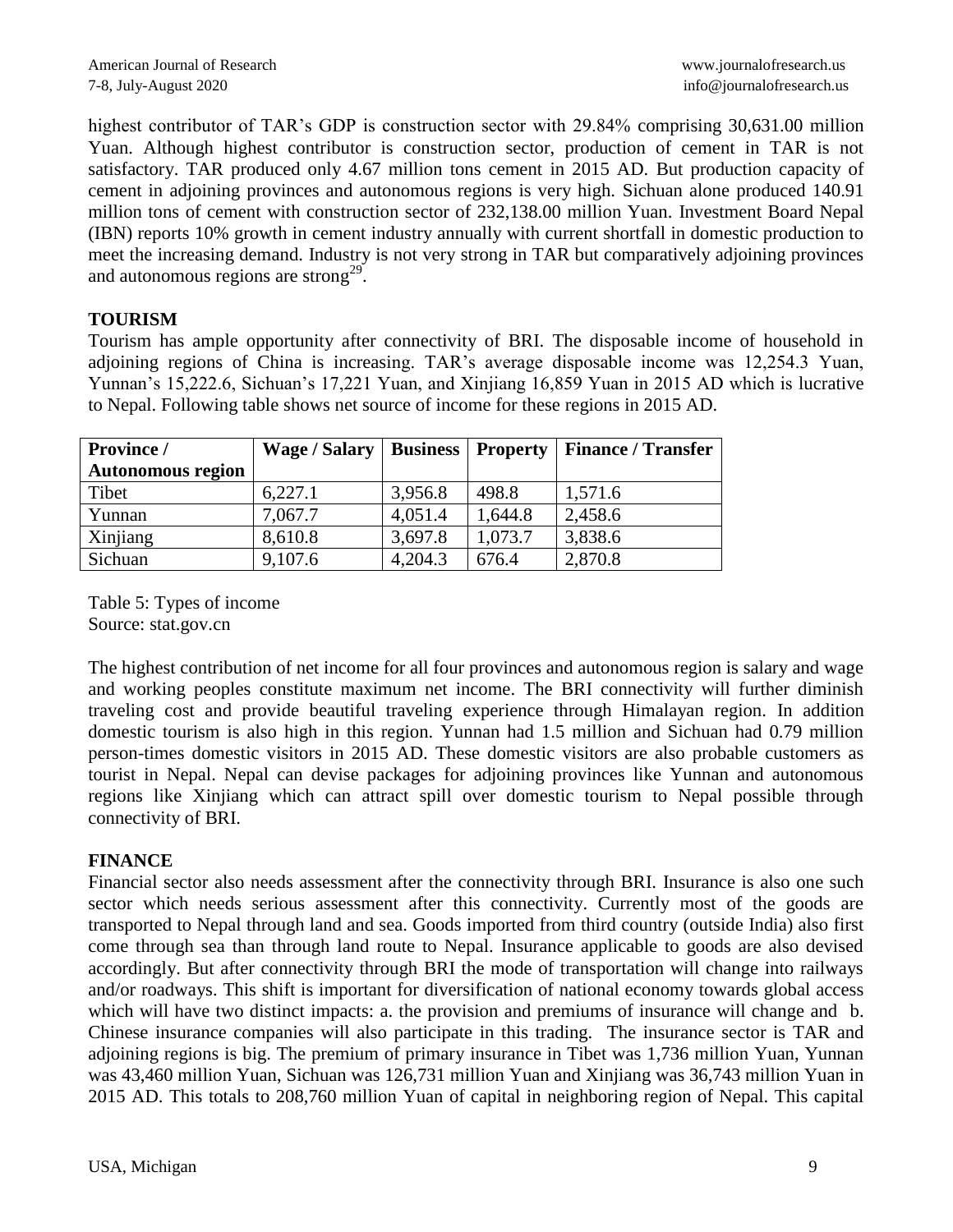highest contributor of TAR's GDP is construction sector with 29.84% comprising 30,631.00 million Yuan. Although highest contributor is construction sector, production of cement in TAR is not satisfactory. TAR produced only 4.67 million tons cement in 2015 AD. But production capacity of cement in adjoining provinces and autonomous regions is very high. Sichuan alone produced 140.91 million tons of cement with construction sector of 232,138.00 million Yuan. Investment Board Nepal (IBN) reports 10% growth in cement industry annually with current shortfall in domestic production to meet the increasing demand. Industry is not very strong in TAR but comparatively adjoining provinces and autonomous regions are strong[29].

## TOURISM

Tourism has ample opportunity after connectivity of BRI. The disposable income of household in adjoining regions of China is increasing. TAR's average disposable income was 12,254.3 Yuan, Yunnan's 15,222.6, Sichuan's 17,221 Yuan, and Xinjiang 16,859 Yuan in 2015 AD which is lucrative to Nepal. Following table shows net source of income for these regions in 2015 AD.

| Province / Autonomous region | Wage / Salary | Business | Property | Finance / Transfer |
|---|---|---|---|---|
| Tibet | 6,227.1 | 3,956.8 | 498.8 | 1,571.6 |
| Yunnan | 7,067.7 | 4,051.4 | 1,644.8 | 2,458.6 |
| Xinjiang | 8,610.8 | 3,697.8 | 1,073.7 | 3,838.6 |
| Sichuan | 9,107.6 | 4,204.3 | 676.4 | 2,870.8 |

Table 5: Types of income
Source: stat.gov.cn

The highest contribution of net income for all four provinces and autonomous region is salary and wage and working peoples constitute maximum net income. The BRI connectivity will further diminish traveling cost and provide beautiful traveling experience through Himalayan region. In addition domestic tourism is also high in this region. Yunnan had 1.5 million and Sichuan had 0.79 million person-times domestic visitors in 2015 AD. These domestic visitors are also probable customers as tourist in Nepal. Nepal can devise packages for adjoining provinces like Yunnan and autonomous regions like Xinjiang which can attract spill over domestic tourism to Nepal possible through connectivity of BRI.

## FINANCE

Financial sector also needs assessment after the connectivity through BRI. Insurance is also one such sector which needs serious assessment after this connectivity. Currently most of the goods are transported to Nepal through land and sea. Goods imported from third country (outside India) also first come through sea than through land route to Nepal. Insurance applicable to goods are also devised accordingly. But after connectivity through BRI the mode of transportation will change into railways and/or roadways. This shift is important for diversification of national economy towards global access which will have two distinct impacts: a. the provision and premiums of insurance will change and b. Chinese insurance companies will also participate in this trading. The insurance sector is TAR and adjoining regions is big. The premium of primary insurance in Tibet was 1,736 million Yuan, Yunnan was 43,460 million Yuan, Sichuan was 126,731 million Yuan and Xinjiang was 36,743 million Yuan in 2015 AD. This totals to 208,760 million Yuan of capital in neighboring region of Nepal. This capital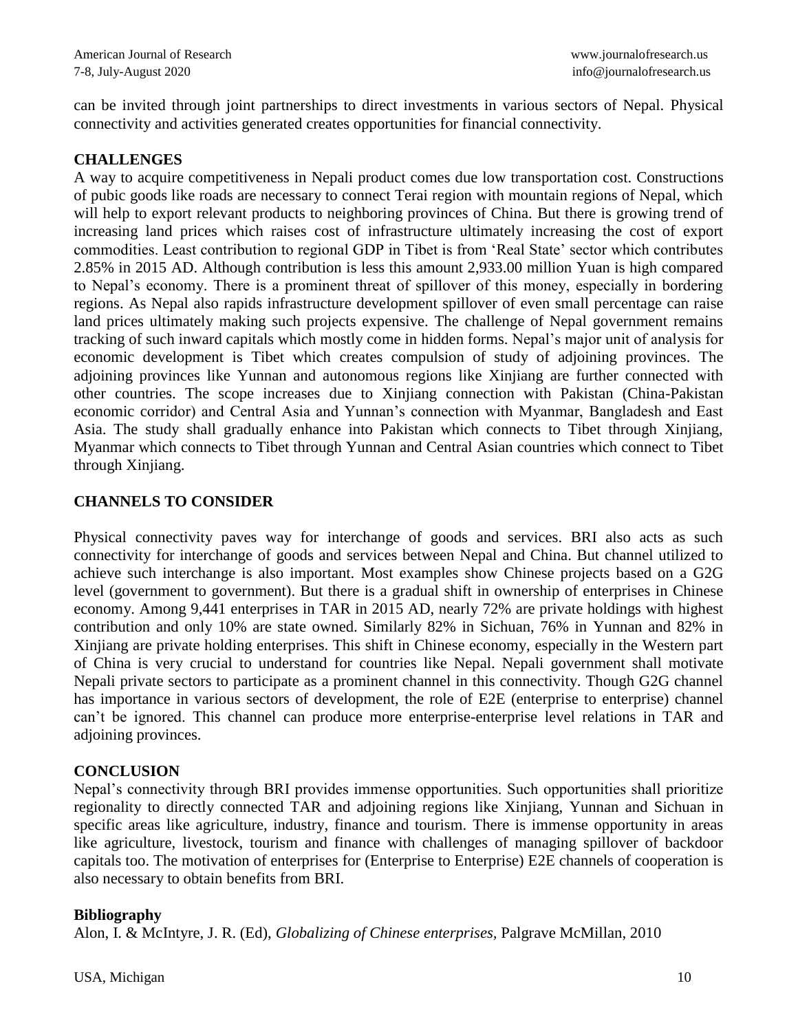can be invited through joint partnerships to direct investments in various sectors of Nepal. Physical connectivity and activities generated creates opportunities for financial connectivity.

## CHALLENGES

A way to acquire competitiveness in Nepali product comes due low transportation cost. Constructions of pubic goods like roads are necessary to connect Terai region with mountain regions of Nepal, which will help to export relevant products to neighboring provinces of China. But there is growing trend of increasing land prices which raises cost of infrastructure ultimately increasing the cost of export commodities. Least contribution to regional GDP in Tibet is from 'Real State' sector which contributes 2.85% in 2015 AD. Although contribution is less this amount 2,933.00 million Yuan is high compared to Nepal's economy. There is a prominent threat of spillover of this money, especially in bordering regions. As Nepal also rapids infrastructure development spillover of even small percentage can raise land prices ultimately making such projects expensive. The challenge of Nepal government remains tracking of such inward capitals which mostly come in hidden forms. Nepal's major unit of analysis for economic development is Tibet which creates compulsion of study of adjoining provinces. The adjoining provinces like Yunnan and autonomous regions like Xinjiang are further connected with other countries. The scope increases due to Xinjiang connection with Pakistan (China-Pakistan economic corridor) and Central Asia and Yunnan's connection with Myanmar, Bangladesh and East Asia. The study shall gradually enhance into Pakistan which connects to Tibet through Xinjiang, Myanmar which connects to Tibet through Yunnan and Central Asian countries which connect to Tibet through Xinjiang.

## CHANNELS TO CONSIDER

Physical connectivity paves way for interchange of goods and services. BRI also acts as such connectivity for interchange of goods and services between Nepal and China. But channel utilized to achieve such interchange is also important. Most examples show Chinese projects based on a G2G level (government to government). But there is a gradual shift in ownership of enterprises in Chinese economy. Among 9,441 enterprises in TAR in 2015 AD, nearly 72% are private holdings with highest contribution and only 10% are state owned. Similarly 82% in Sichuan, 76% in Yunnan and 82% in Xinjiang are private holding enterprises. This shift in Chinese economy, especially in the Western part of China is very crucial to understand for countries like Nepal. Nepali government shall motivate Nepali private sectors to participate as a prominent channel in this connectivity. Though G2G channel has importance in various sectors of development, the role of E2E (enterprise to enterprise) channel can't be ignored. This channel can produce more enterprise-enterprise level relations in TAR and adjoining provinces.

## CONCLUSION

Nepal's connectivity through BRI provides immense opportunities. Such opportunities shall prioritize regionality to directly connected TAR and adjoining regions like Xinjiang, Yunnan and Sichuan in specific areas like agriculture, industry, finance and tourism. There is immense opportunity in areas like agriculture, livestock, tourism and finance with challenges of managing spillover of backdoor capitals too. The motivation of enterprises for (Enterprise to Enterprise) E2E channels of cooperation is also necessary to obtain benefits from BRI.

## Bibliography

Alon, I. & McIntyre, J. R. (Ed), *Globalizing of Chinese enterprises*, Palgrave McMillan, 2010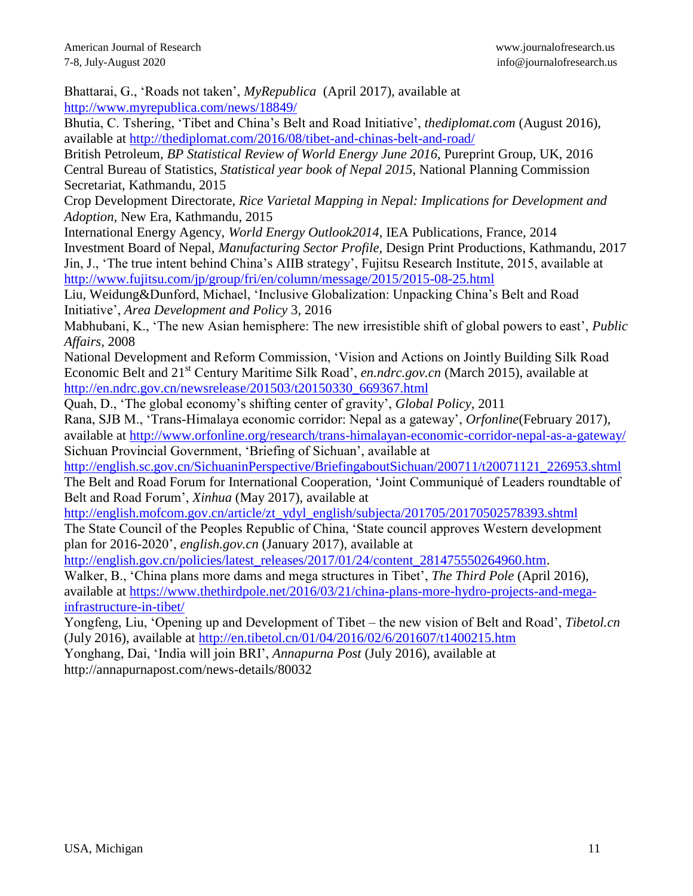Bhattarai, G., 'Roads not taken', *MyRepublica* (April 2017), available at http://www.myrepublica.com/news/18849/

Bhutia, C. Tshering, 'Tibet and China's Belt and Road Initiative', *thediplomat.com* (August 2016), available at http://thediplomat.com/2016/08/tibet-and-chinas-belt-and-road/

British Petroleum, *BP Statistical Review of World Energy June 2016*, Pureprint Group, UK, 2016

Central Bureau of Statistics, *Statistical year book of Nepal 2015*, National Planning Commission Secretariat, Kathmandu, 2015

Crop Development Directorate, *Rice Varietal Mapping in Nepal: Implications for Development and Adoption*, New Era, Kathmandu, 2015

International Energy Agency, *World Energy Outlook2014*, IEA Publications, France, 2014

Investment Board of Nepal, *Manufacturing Sector Profile*, Design Print Productions, Kathmandu, 2017

Jin, J., 'The true intent behind China's AIIB strategy', Fujitsu Research Institute, 2015, available at http://www.fujitsu.com/jp/group/fri/en/column/message/2015/2015-08-25.html

Liu, Weidung&Dunford, Michael, 'Inclusive Globalization: Unpacking China's Belt and Road Initiative', *Area Development and Policy* 3, 2016

Mabhubani, K., 'The new Asian hemisphere: The new irresistible shift of global powers to east', *Public Affairs*, 2008

National Development and Reform Commission, 'Vision and Actions on Jointly Building Silk Road Economic Belt and 21st Century Maritime Silk Road', *en.ndrc.gov.cn* (March 2015), available at http://en.ndrc.gov.cn/newsrelease/201503/t20150330_669367.html

Quah, D., 'The global economy's shifting center of gravity', *Global Policy*, 2011

Rana, SJB M., 'Trans-Himalaya economic corridor: Nepal as a gateway', *Orfonline*(February 2017), available at http://www.orfonline.org/research/trans-himalayan-economic-corridor-nepal-as-a-gateway/

Sichuan Provincial Government, 'Briefing of Sichuan', available at http://english.sc.gov.cn/SichuaninPerspective/BriefingaboutSichuan/200711/t20071121_226953.shtml

The Belt and Road Forum for International Cooperation, 'Joint Communiqué of Leaders roundtable of Belt and Road Forum', *Xinhua* (May 2017), available at http://english.mofcom.gov.cn/article/zt_ydyl_english/subjecta/201705/20170502578393.shtml

The State Council of the Peoples Republic of China, 'State council approves Western development plan for 2016-2020', *english.gov.cn* (January 2017), available at http://english.gov.cn/policies/latest_releases/2017/01/24/content_281475550264960.htm.

Walker, B., 'China plans more dams and mega structures in Tibet', *The Third Pole* (April 2016), available at https://www.thethirdpole.net/2016/03/21/china-plans-more-hydro-projects-and-mega-infrastructure-in-tibet/

Yongfeng, Liu, 'Opening up and Development of Tibet – the new vision of Belt and Road', *Tibetol.cn* (July 2016), available at http://en.tibetol.cn/01/04/2016/02/6/201607/t1400215.htm

Yonghang, Dai, 'India will join BRI', *Annapurna Post* (July 2016), available at http://annapurnapost.com/news-details/80032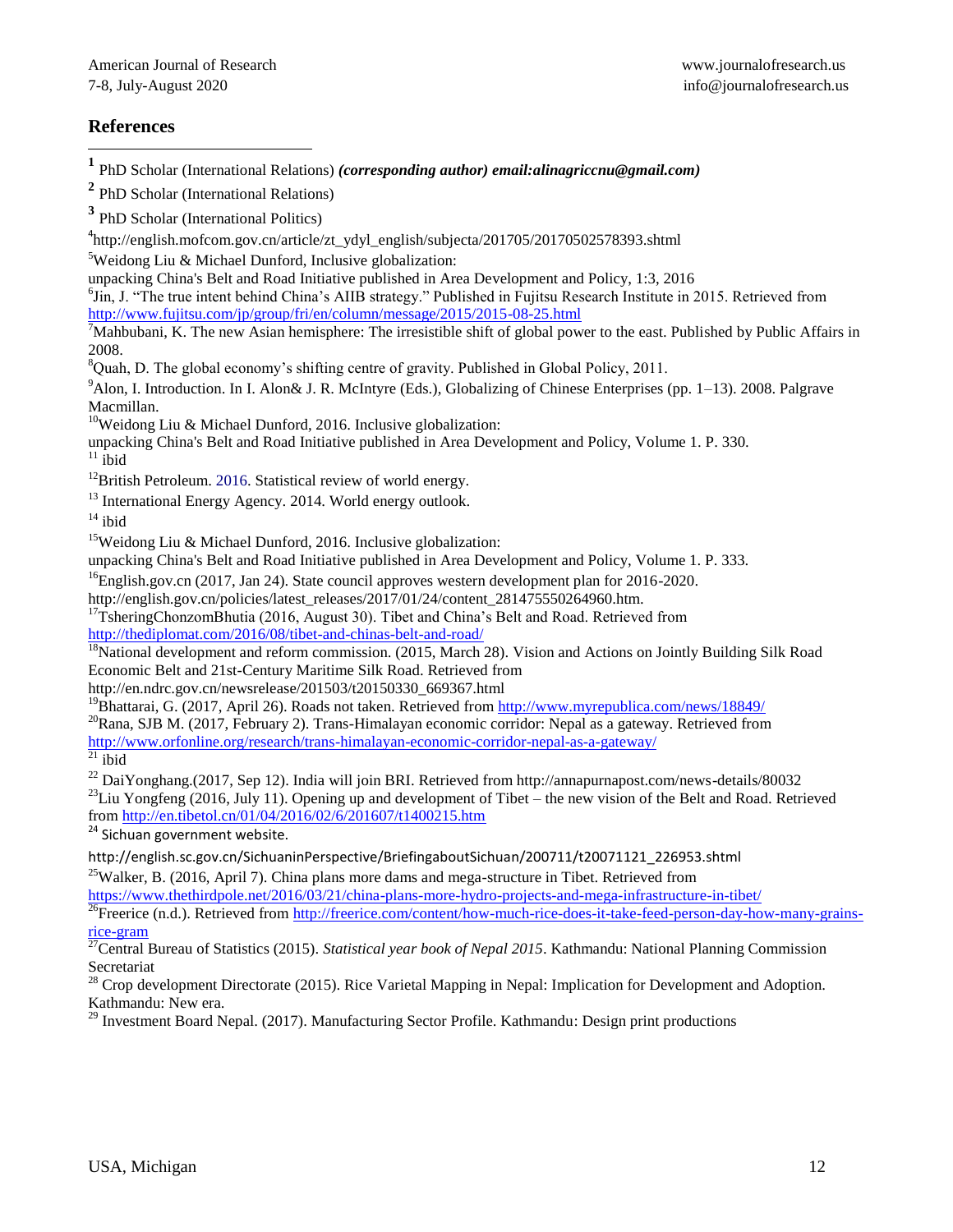## References

[1] PhD Scholar (International Relations) ***(corresponding author) email:alinagriccnu@gmail.com)***

[2] PhD Scholar (International Relations)

[3] PhD Scholar (International Politics)

[4]http://english.mofcom.gov.cn/article/zt_ydyl_english/subjecta/201705/20170502578393.shtml

[5]Weidong Liu & Michael Dunford, Inclusive globalization:
unpacking China's Belt and Road Initiative published in Area Development and Policy, 1:3, 2016

[6]Jin, J. "The true intent behind China's AIIB strategy." Published in Fujitsu Research Institute in 2015. Retrieved from http://www.fujitsu.com/jp/group/fri/en/column/message/2015/2015-08-25.html

[7]Mahbubani, K. The new Asian hemisphere: The irresistible shift of global power to the east. Published by Public Affairs in 2008.

[8]Quah, D. The global economy's shifting centre of gravity. Published in Global Policy, 2011.

[9]Alon, I. Introduction. In I. Alon& J. R. McIntyre (Eds.), Globalizing of Chinese Enterprises (pp. 1–13). 2008. Palgrave Macmillan.

[10]Weidong Liu & Michael Dunford, 2016. Inclusive globalization:
unpacking China's Belt and Road Initiative published in Area Development and Policy, Volume 1. P. 330.

[11] ibid

[12]British Petroleum. 2016. Statistical review of world energy.

[13] International Energy Agency. 2014. World energy outlook.

[14] ibid

[15]Weidong Liu & Michael Dunford, 2016. Inclusive globalization:
unpacking China's Belt and Road Initiative published in Area Development and Policy, Volume 1. P. 333.

[16]English.gov.cn (2017, Jan 24). State council approves western development plan for 2016-2020.
http://english.gov.cn/policies/latest_releases/2017/01/24/content_281475550264960.htm.

[17]TsheringChonzomBhutia (2016, August 30). Tibet and China's Belt and Road. Retrieved from http://thediplomat.com/2016/08/tibet-and-chinas-belt-and-road/

[18]National development and reform commission. (2015, March 28). Vision and Actions on Jointly Building Silk Road Economic Belt and 21st-Century Maritime Silk Road. Retrieved from
http://en.ndrc.gov.cn/newsrelease/201503/t20150330_669367.html

[19]Bhattarai, G. (2017, April 26). Roads not taken. Retrieved from http://www.myrepublica.com/news/18849/

[20]Rana, SJB M. (2017, February 2). Trans-Himalayan economic corridor: Nepal as a gateway. Retrieved from http://www.orfonline.org/research/trans-himalayan-economic-corridor-nepal-as-a-gateway/

[21] ibid

[22] DaiYonghang.(2017, Sep 12). India will join BRI. Retrieved from http://annapurnapost.com/news-details/80032

[23]Liu Yongfeng (2016, July 11). Opening up and development of Tibet – the new vision of the Belt and Road. Retrieved from http://en.tibetol.cn/01/04/2016/02/6/201607/t1400215.htm

[24] Sichuan government website.
http://english.sc.gov.cn/SichuaninPerspective/BriefingaboutSichuan/200711/t20071121_226953.shtml

[25]Walker, B. (2016, April 7). China plans more dams and mega-structure in Tibet. Retrieved from https://www.thethirdpole.net/2016/03/21/china-plans-more-hydro-projects-and-mega-infrastructure-in-tibet/

[26]Freerice (n.d.). Retrieved from http://freerice.com/content/how-much-rice-does-it-take-feed-person-day-how-many-grains-rice-gram

[27]Central Bureau of Statistics (2015). *Statistical year book of Nepal 2015*. Kathmandu: National Planning Commission Secretariat

[28] Crop development Directorate (2015). Rice Varietal Mapping in Nepal: Implication for Development and Adoption. Kathmandu: New era.

[29] Investment Board Nepal. (2017). Manufacturing Sector Profile. Kathmandu: Design print productions